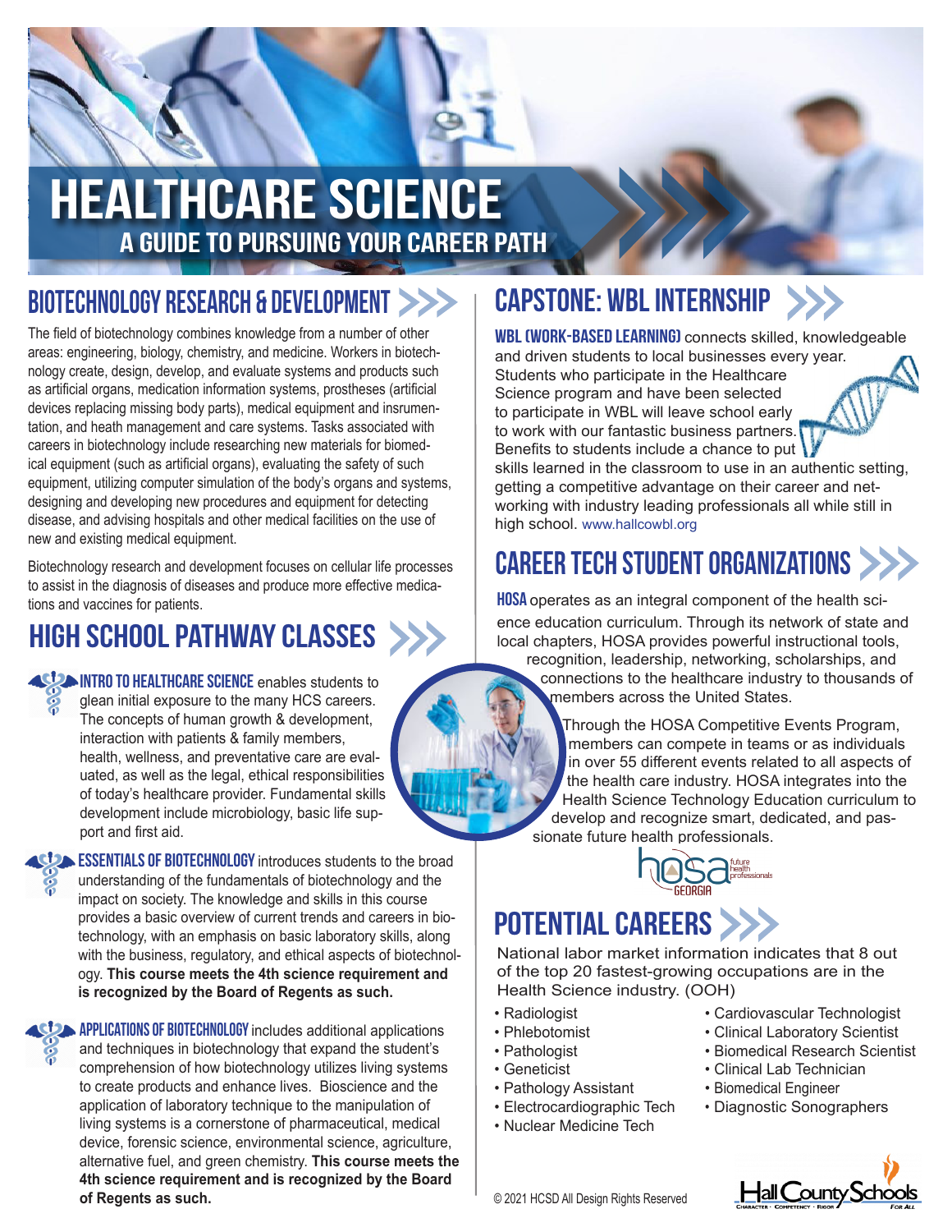# HEALTHCARE SCIENCE

## A GUIDE TO PURSUING YOUR CAREER PATH

## BIOTECHNOLOGY RESEARCH & DEVELOPMENT

The field of biotechnology combines knowledge from a number of other areas: engineering, biology, chemistry, and medicine. Workers in biotechnology create, design, develop, and evaluate systems and products such as artificial organs, medication information systems, prostheses (artificial devices replacing missing body parts), medical equipment and insrumentation, and heath management and care systems. Tasks associated with careers in biotechnology include researching new materials for biomedical equipment (such as artificial organs), evaluating the safety of such equipment, utilizing computer simulation of the body's organs and systems, designing and developing new procedures and equipment for detecting disease, and advising hospitals and other medical facilities on the use of new and existing medical equipment.

Biotechnology research and development focuses on cellular life processes to assist in the diagnosis of diseases and produce more effective medications and vaccines for patients.

## HIGH SCHOOL PATHWAY CLASSES

**INTRO TO HEALTHCARE SCIENCE** enables students to glean initial exposure to the many HCS careers. The concepts of human growth & development, interaction with patients & family members, health, wellness, and preventative care are evaluated, as well as the legal, ethical responsibilities of today's healthcare provider. Fundamental skills development include microbiology, basic life support and first aid.

**ESSENTIALS OF BIOTECHNOLOGY** introduces students to the broad understanding of the fundamentals of biotechnology and the impact on society. The knowledge and skills in this course provides a basic overview of current trends and careers in biotechnology, with an emphasis on basic laboratory skills, along with the business, regulatory, and ethical aspects of biotechnology. **This course meets the 4th science requirement and is recognized by the Board of Regents as such.**

**APPLICATIONS OF BIOTECHNOLOGY** includes additional applications and techniques in biotechnology that expand the student's comprehension of how biotechnology utilizes living systems to create products and enhance lives. Bioscience and the application of laboratory technique to the manipulation of living systems is a cornerstone of pharmaceutical, medical device, forensic science, environmental science, agriculture, alternative fuel, and green chemistry. **This course meets the 4th science requirement and is recognized by the Board of Regents as such.**

## CAPSTONE: WBL INTERNSHIP

**WBL (WORK-BASED LEARNING)** connects skilled, knowledgeable and driven students to local businesses every year. Students who participate in the Healthcare Science program and have been selected to participate in WBL will leave school early to work with our fantastic business partners. Benefits to students include a chance to put skills learned in the classroom to use in an authentic setting, getting a competitive advantage on their career and networking with industry leading professionals all while still in high school. www.hallcowbl.org

## CAREER TECH STUDENT ORGANIZATIONS

**HOSA** operates as an integral component of the health science education curriculum. Through its network of state and local chapters, HOSA provides powerful instructional tools, recognition, leadership, networking, scholarships, and connections to the healthcare industry to thousands of members across the United States.

Through the HOSA Competitive Events Program, members can compete in teams or as individuals in over 55 different events related to all aspects of the health care industry. HOSA integrates into the Health Science Technology Education curriculum to develop and recognize smart, dedicated, and passionate future health professionals.

## POTENTIAL CAREERS

National labor market information indicates that 8 out of the top 20 fastest-growing occupations are in the Health Science industry. (OOH)

- Radiologist
- Phlebotomist
- Pathologist
- Geneticist
- Pathology Assistant
- Electrocardiographic Tech
- Nuclear Medicine Tech
- Cardiovascular Technologist
- Clinical Laboratory Scientist
- Biomedical Research Scientist
- Clinical Lab Technician
- Biomedical Engineer
- Diagnostic Sonographers

© 2021 HCSD All Design Rights Reserved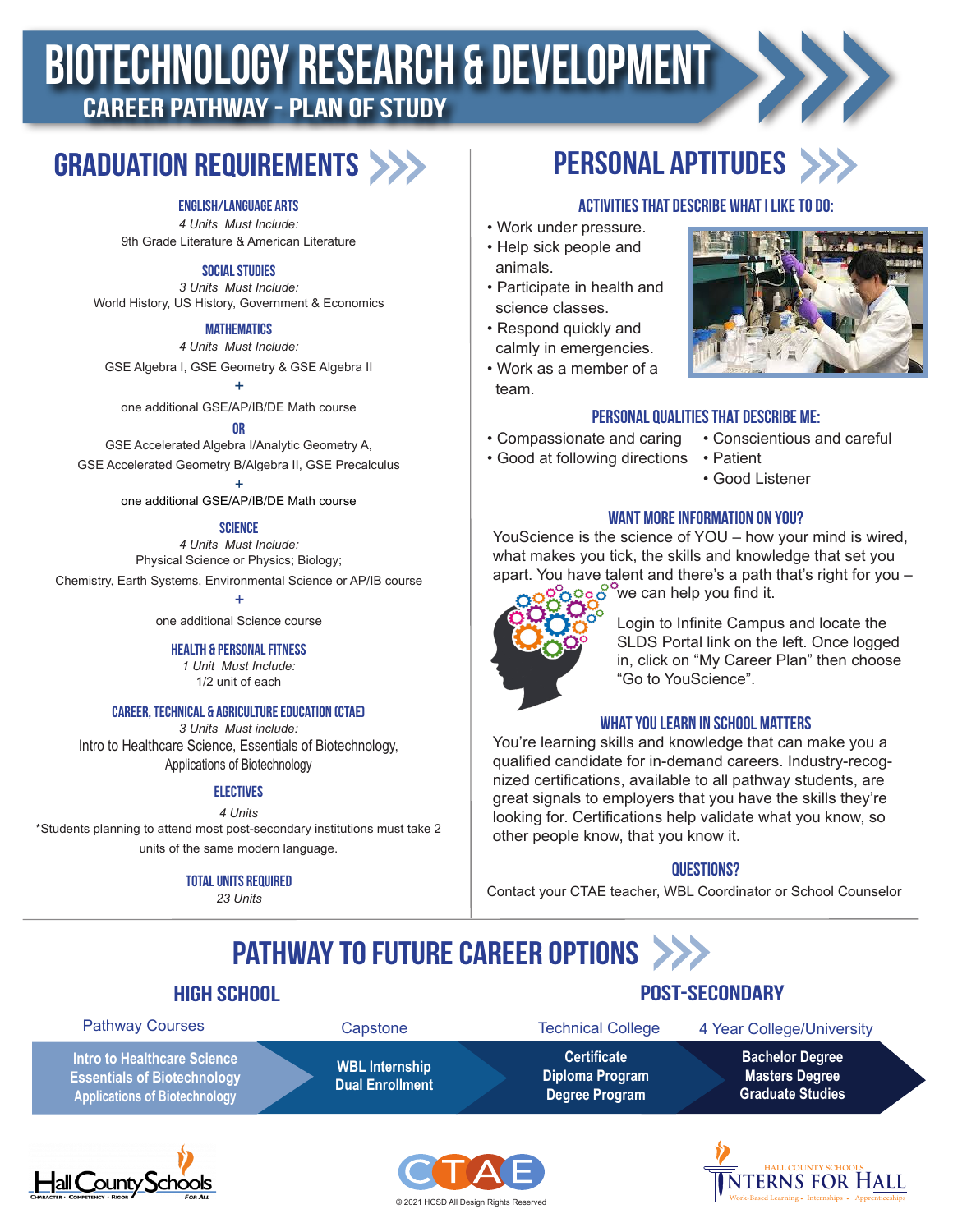# BIOTECHNOLOGY RESEARCH & DEVELOPMENT

## CAREER PATHWAY - PLAN OF STUDY

## GRADUATION REQUIREMENTS

### ENGLISH/LANGUAGE ARTS

*4 Units Must Include:*
9th Grade Literature & American Literature

### SOCIAL STUDIES

*3 Units Must Include:*
World History, US History, Government & Economics

### MATHEMATICS

*4 Units Must Include:*
GSE Algebra I, GSE Geometry & GSE Algebra II
+
one additional GSE/AP/IB/DE Math course

**OR**

GSE Accelerated Algebra I/Analytic Geometry A,
GSE Accelerated Geometry B/Algebra II, GSE Precalculus
+
one additional GSE/AP/IB/DE Math course

### SCIENCE

*4 Units Must Include:*
Physical Science or Physics; Biology;
Chemistry, Earth Systems, Environmental Science or AP/IB course
+
one additional Science course

### HEALTH & PERSONAL FITNESS

*1 Unit Must Include:*
1/2 unit of each

### CAREER, TECHNICAL & AGRICULTURE EDUCATION (CTAE)

*3 Units Must include:*
Intro to Healthcare Science, Essentials of Biotechnology, Applications of Biotechnology

### ELECTIVES

*4 Units*
*Students planning to attend most post-secondary institutions must take 2 units of the same modern language.

### TOTAL UNITS REQUIRED

*23 Units*

## PERSONAL APTITUDES

### ACTIVITIES THAT DESCRIBE WHAT I LIKE TO DO:

- Work under pressure.
- Help sick people and animals.
- Participate in health and science classes.
- Respond quickly and calmly in emergencies.
- Work as a member of a team.

### PERSONAL QUALITIES THAT DESCRIBE ME:

- Compassionate and caring
- Good at following directions
- Conscientious and careful
- Patient
- Good Listener

### WANT MORE INFORMATION ON YOU?

YouScience is the science of YOU – how your mind is wired, what makes you tick, the skills and knowledge that set you apart. You have talent and there's a path that's right for you – we can help you find it.

Login to Infinite Campus and locate the SLDS Portal link on the left. Once logged in, click on "My Career Plan" then choose "Go to YouScience".

### WHAT YOU LEARN IN SCHOOL MATTERS

You're learning skills and knowledge that can make you a qualified candidate for in-demand careers. Industry-recognized certifications, available to all pathway students, are great signals to employers that you have the skills they're looking for. Certifications help validate what you know, so other people know, that you know it.

### QUESTIONS?

Contact your CTAE teacher, WBL Coordinator or School Counselor

## PATHWAY TO FUTURE CAREER OPTIONS

| HIGH SCHOOL | | POST-SECONDARY | |
|---|---|---|---|
| Pathway Courses | Capstone | Technical College | 4 Year College/University |
| Intro to Healthcare Science<br>Essentials of Biotechnology<br>Applications of Biotechnology | WBL Internship<br>Dual Enrollment | Certificate<br>Diploma Program<br>Degree Program | Bachelor Degree<br>Masters Degree<br>Graduate Studies |

Hall County Schools — Character · Competency · Rigor — For All

CTAE

© 2021 HCSD All Design Rights Reserved

Hall County Schools Interns for Hall — Work-Based Learning · Internships · Apprenticeships